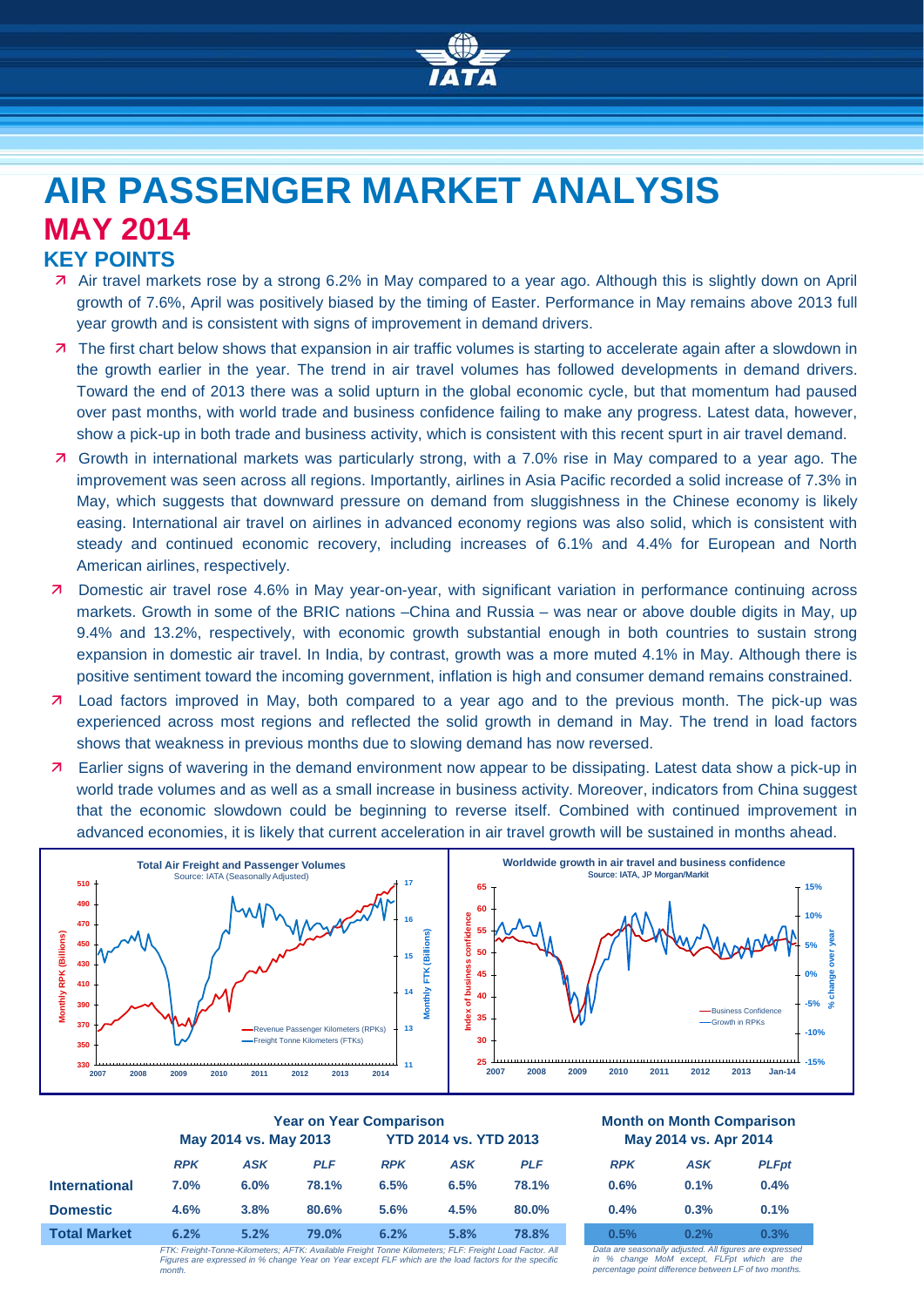# AIR PASSENGER MARKET ANALYSIS

## MAY 2014

### KEY POINTS

- Air travel markets rose by a strong 6.2% in May compared to a year ago. Although this is slightly down on April growth of 7.6%, April was positively biased by the timing of Easter. Performance in May remains above 2013 full year growth and is consistent with signs of improvement in demand drivers.
- The first chart below shows that expansion in air traffic volumes is starting to accelerate again after a slowdown in the growth earlier in the year. The trend in air travel volumes has followed developments in demand drivers. Toward the end of 2013 there was a solid upturn in the global economic cycle, but that momentum had paused over past months, with world trade and business confidence failing to make any progress. Latest data, however, show a pick-up in both trade and business activity, which is consistent with this recent spurt in air travel demand.
- Growth in international markets was particularly strong, with a 7.0% rise in May compared to a year ago. The improvement was seen across all regions. Importantly, airlines in Asia Pacific recorded a solid increase of 7.3% in May, which suggests that downward pressure on demand from sluggishness in the Chinese economy is likely easing. International air travel on airlines in advanced economy regions was also solid, which is consistent with steady and continued economic recovery, including increases of 6.1% and 4.4% for European and North American airlines, respectively.
- Domestic air travel rose 4.6% in May year-on-year, with significant variation in performance continuing across markets. Growth in some of the BRIC nations –China and Russia – was near or above double digits in May, up 9.4% and 13.2%, respectively, with economic growth substantial enough in both countries to sustain strong expansion in domestic air travel. In India, by contrast, growth was a more muted 4.1% in May. Although there is positive sentiment toward the incoming government, inflation is high and consumer demand remains constrained.
- Load factors improved in May, both compared to a year ago and to the previous month. The pick-up was experienced across most regions and reflected the solid growth in demand in May. The trend in load factors shows that weakness in previous months due to slowing demand has now reversed.
- Earlier signs of wavering in the demand environment now appear to be dissipating. Latest data show a pick-up in world trade volumes and as well as a small increase in business activity. Moreover, indicators from China suggest that the economic slowdown could be beginning to reverse itself. Combined with continued improvement in advanced economies, it is likely that current acceleration in air travel growth will be sustained in months ahead.

| | Year on Year Comparison | | | | | | Month on Month Comparison | | |
|---|---|---|---|---|---|---|---|---|---|
| | May 2014 vs. May 2013 | | | YTD 2014 vs. YTD 2013 | | | May 2014 vs. Apr 2014 | | |
| | *RPK* | *ASK* | *PLF* | *RPK* | *ASK* | *PLF* | *RPK* | *ASK* | *PLFpt* |
| **International** | 7.0% | 6.0% | 78.1% | 6.5% | 6.5% | 78.1% | 0.6% | 0.1% | 0.4% |
| **Domestic** | 4.6% | 3.8% | 80.6% | 5.6% | 4.5% | 80.0% | 0.4% | 0.3% | 0.1% |
| **Total Market** | 6.2% | 5.2% | 79.0% | 6.2% | 5.8% | 78.8% | 0.5% | 0.2% | 0.3% |

*FTK: Freight-Tonne-Kilometers; AFTK: Available Freight Tonne Kilometers; FLF: Freight Load Factor. All Figures are expressed in % change Year on Year except FLF which are the load factors for the specific month.*

*Data are seasonally adjusted. All figures are expressed in % change MoM except, FLFpt which are the percentage point difference between LF of two months.*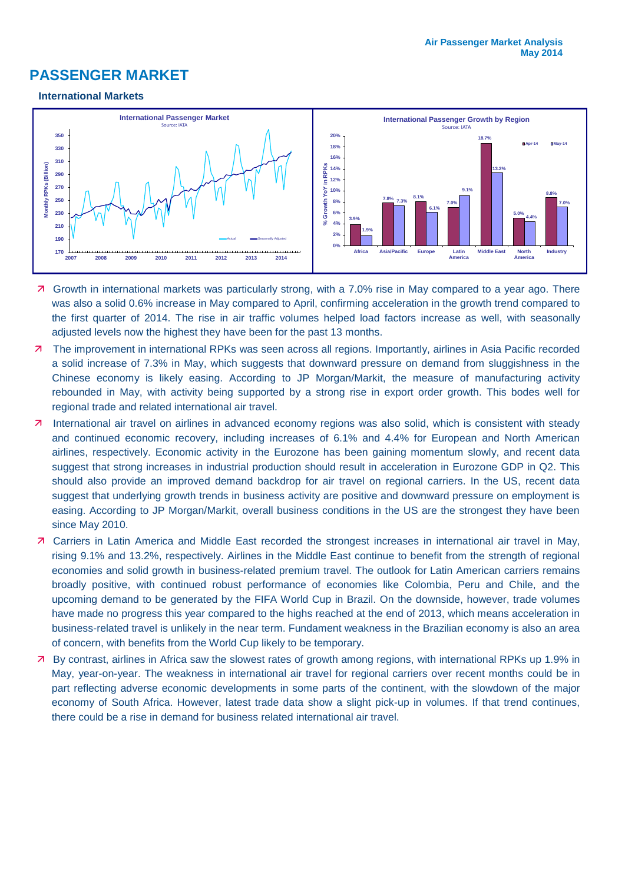# PASSENGER MARKET

### International Markets

- Growth in international markets was particularly strong, with a 7.0% rise in May compared to a year ago. There was also a solid 0.6% increase in May compared to April, confirming acceleration in the growth trend compared to the first quarter of 2014. The rise in air traffic volumes helped load factors increase as well, with seasonally adjusted levels now the highest they have been for the past 13 months.
- The improvement in international RPKs was seen across all regions. Importantly, airlines in Asia Pacific recorded a solid increase of 7.3% in May, which suggests that downward pressure on demand from sluggishness in the Chinese economy is likely easing. According to JP Morgan/Markit, the measure of manufacturing activity rebounded in May, with activity being supported by a strong rise in export order growth. This bodes well for regional trade and related international air travel.
- International air travel on airlines in advanced economy regions was also solid, which is consistent with steady and continued economic recovery, including increases of 6.1% and 4.4% for European and North American airlines, respectively. Economic activity in the Eurozone has been gaining momentum slowly, and recent data suggest that strong increases in industrial production should result in acceleration in Eurozone GDP in Q2. This should also provide an improved demand backdrop for air travel on regional carriers. In the US, recent data suggest that underlying growth trends in business activity are positive and downward pressure on employment is easing. According to JP Morgan/Markit, overall business conditions in the US are the strongest they have been since May 2010.
- Carriers in Latin America and Middle East recorded the strongest increases in international air travel in May, rising 9.1% and 13.2%, respectively. Airlines in the Middle East continue to benefit from the strength of regional economies and solid growth in business-related premium travel. The outlook for Latin American carriers remains broadly positive, with continued robust performance of economies like Colombia, Peru and Chile, and the upcoming demand to be generated by the FIFA World Cup in Brazil. On the downside, however, trade volumes have made no progress this year compared to the highs reached at the end of 2013, which means acceleration in business-related travel is unlikely in the near term. Fundament weakness in the Brazilian economy is also an area of concern, with benefits from the World Cup likely to be temporary.
- By contrast, airlines in Africa saw the slowest rates of growth among regions, with international RPKs up 1.9% in May, year-on-year. The weakness in international air travel for regional carriers over recent months could be in part reflecting adverse economic developments in some parts of the continent, with the slowdown of the major economy of South Africa. However, latest trade data show a slight pick-up in volumes. If that trend continues, there could be a rise in demand for business related international air travel.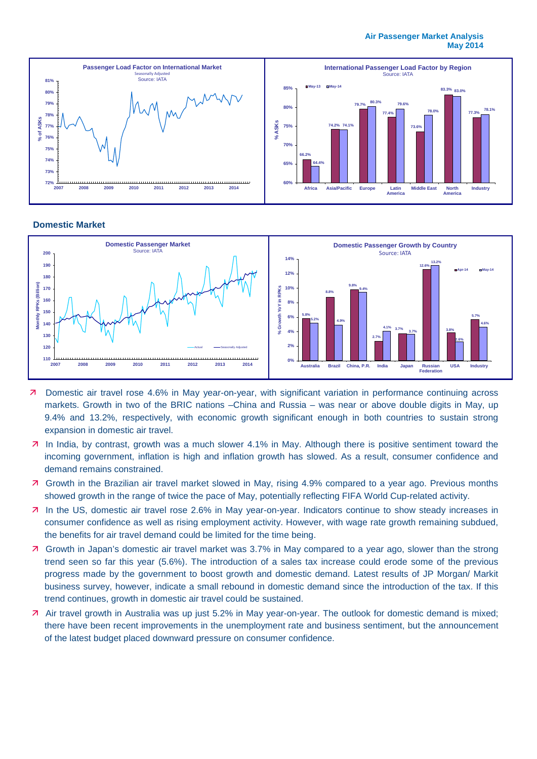## Domestic Market

- Domestic air travel rose 4.6% in May year-on-year, with significant variation in performance continuing across markets. Growth in two of the BRIC nations –China and Russia – was near or above double digits in May, up 9.4% and 13.2%, respectively, with economic growth significant enough in both countries to sustain strong expansion in domestic air travel.
- In India, by contrast, growth was a much slower 4.1% in May. Although there is positive sentiment toward the incoming government, inflation is high and inflation growth has slowed. As a result, consumer confidence and demand remains constrained.
- Growth in the Brazilian air travel market slowed in May, rising 4.9% compared to a year ago. Previous months showed growth in the range of twice the pace of May, potentially reflecting FIFA World Cup-related activity.
- In the US, domestic air travel rose 2.6% in May year-on-year. Indicators continue to show steady increases in consumer confidence as well as rising employment activity. However, with wage rate growth remaining subdued, the benefits for air travel demand could be limited for the time being.
- Growth in Japan's domestic air travel market was 3.7% in May compared to a year ago, slower than the strong trend seen so far this year (5.6%). The introduction of a sales tax increase could erode some of the previous progress made by the government to boost growth and domestic demand. Latest results of JP Morgan/ Markit business survey, however, indicate a small rebound in domestic demand since the introduction of the tax. If this trend continues, growth in domestic air travel could be sustained.
- Air travel growth in Australia was up just 5.2% in May year-on-year. The outlook for domestic demand is mixed; there have been recent improvements in the unemployment rate and business sentiment, but the announcement of the latest budget placed downward pressure on consumer confidence.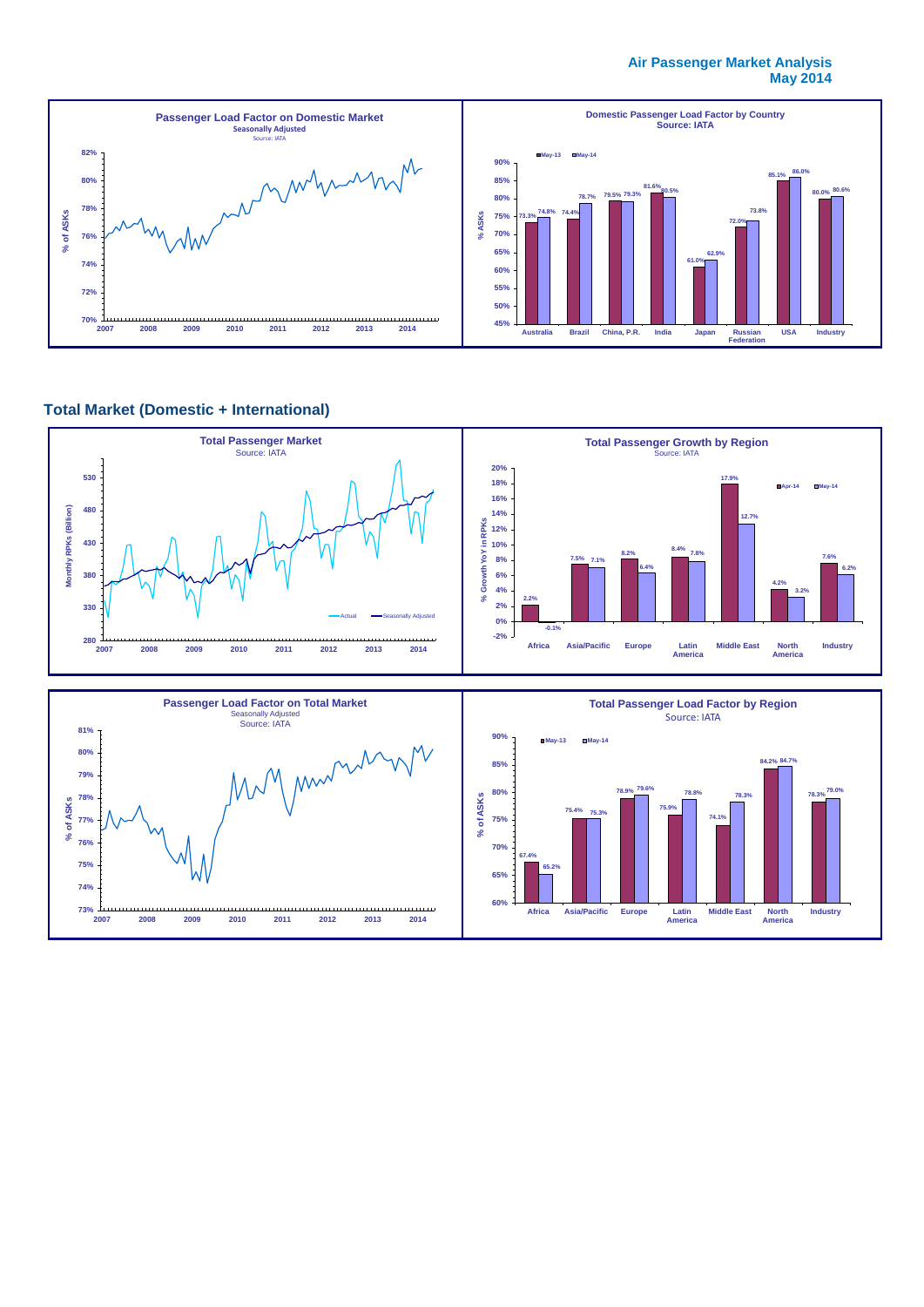**Air Passenger Market Analysis**
**May 2014**

**Passenger Load Factor on Domestic Market**
Seasonally Adjusted
Source: IATA

**Domestic Passenger Load Factor by Country**
Source: IATA

| Country | May-13 | May-14 |
|---|---|---|
| Australia | 73.3% | 74.8% |
| Brazil | 74.4% | 78.7% |
| China, P.R. | 79.5% | 79.3% |
| India | 81.6% | 80.5% |
| Japan | 61.0% | 62.9% |
| Russian Federation | 72.0% | 73.8% |
| USA | 85.1% | 86.0% |
| Industry | 80.0% | 80.6% |

## Total Market (Domestic + International)

**Total Passenger Market**
Source: IATA

**Total Passenger Growth by Region**
Source: IATA

| Region | Apr-14 | May-14 |
|---|---|---|
| Africa | 2.2% | -0.1% |
| Asia/Pacific | 7.5% | 7.1% |
| Europe | 8.2% | 6.4% |
| Latin America | 8.4% | 7.8% |
| Middle East | 17.9% | 12.7% |
| North America | 4.2% | 3.2% |
| Industry | 7.6% | 6.2% |

**Passenger Load Factor on Total Market**
Seasonally Adjusted
Source: IATA

**Total Passenger Load Factor by Region**
Source: IATA

| Region | May-13 | May-14 |
|---|---|---|
| Africa | 67.4% | 65.2% |
| Asia/Pacific | 75.4% | 75.3% |
| Europe | 78.9% | 79.6% |
| Latin America | 75.9% | 78.8% |
| Middle East | 74.1% | 78.3% |
| North America | 84.2% | 84.7% |
| Industry | 78.3% | 79.0% |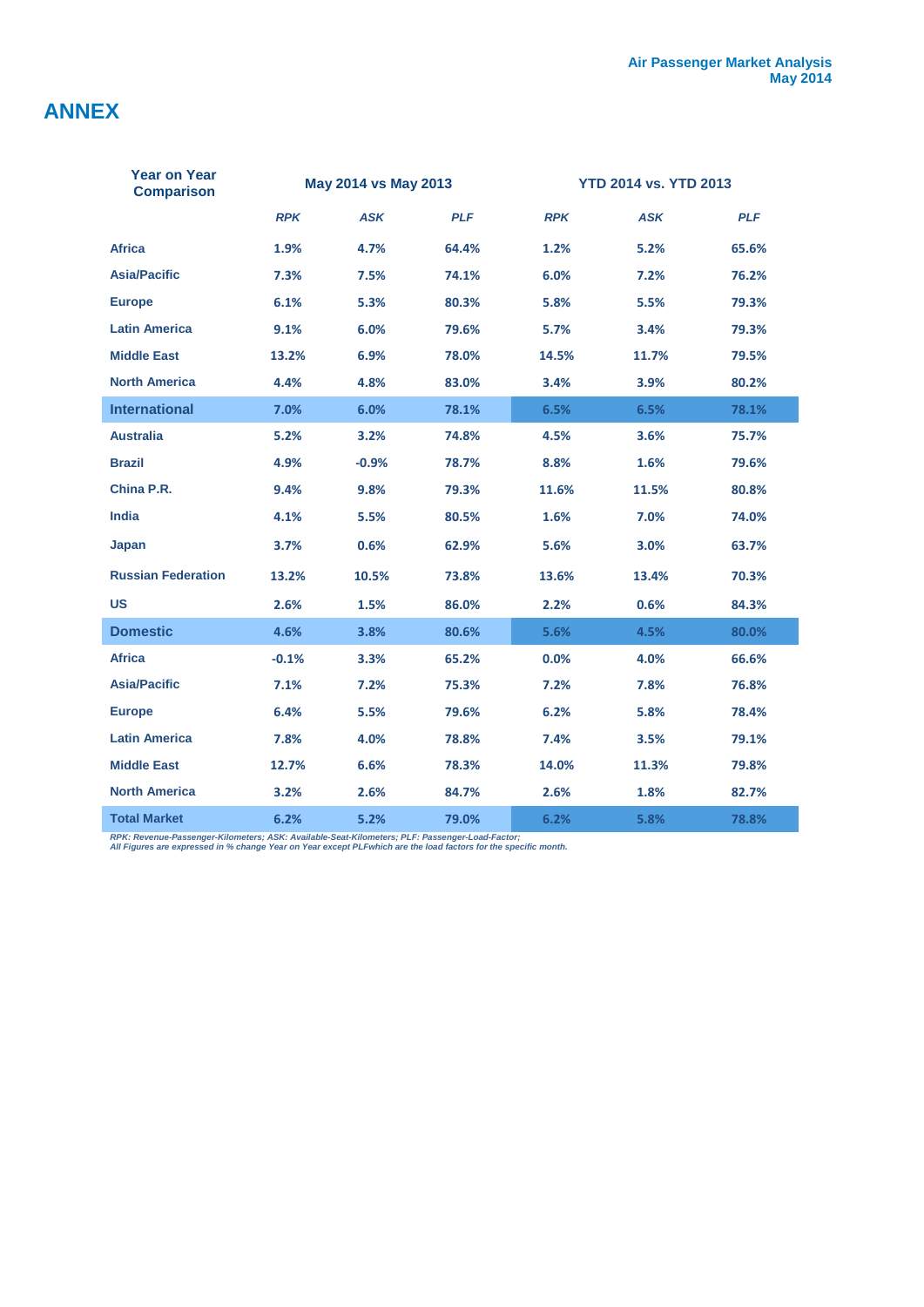# ANNEX

| Year on Year Comparison | May 2014 vs May 2013 | | | YTD 2014 vs. YTD 2013 | | |
|---|---|---|---|---|---|---|
| | *RPK* | *ASK* | *PLF* | *RPK* | *ASK* | *PLF* |
| **Africa** | **1.9%** | **4.7%** | **64.4%** | **1.2%** | **5.2%** | **65.6%** |
| **Asia/Pacific** | **7.3%** | **7.5%** | **74.1%** | **6.0%** | **7.2%** | **76.2%** |
| **Europe** | **6.1%** | **5.3%** | **80.3%** | **5.8%** | **5.5%** | **79.3%** |
| **Latin America** | **9.1%** | **6.0%** | **79.6%** | **5.7%** | **3.4%** | **79.3%** |
| **Middle East** | **13.2%** | **6.9%** | **78.0%** | **14.5%** | **11.7%** | **79.5%** |
| **North America** | **4.4%** | **4.8%** | **83.0%** | **3.4%** | **3.9%** | **80.2%** |
| **International** | **7.0%** | **6.0%** | **78.1%** | **6.5%** | **6.5%** | **78.1%** |
| **Australia** | **5.2%** | **3.2%** | **74.8%** | **4.5%** | **3.6%** | **75.7%** |
| **Brazil** | **4.9%** | **-0.9%** | **78.7%** | **8.8%** | **1.6%** | **79.6%** |
| **China P.R.** | **9.4%** | **9.8%** | **79.3%** | **11.6%** | **11.5%** | **80.8%** |
| **India** | **4.1%** | **5.5%** | **80.5%** | **1.6%** | **7.0%** | **74.0%** |
| **Japan** | **3.7%** | **0.6%** | **62.9%** | **5.6%** | **3.0%** | **63.7%** |
| **Russian Federation** | **13.2%** | **10.5%** | **73.8%** | **13.6%** | **13.4%** | **70.3%** |
| **US** | **2.6%** | **1.5%** | **86.0%** | **2.2%** | **0.6%** | **84.3%** |
| **Domestic** | **4.6%** | **3.8%** | **80.6%** | **5.6%** | **4.5%** | **80.0%** |
| **Africa** | **-0.1%** | **3.3%** | **65.2%** | **0.0%** | **4.0%** | **66.6%** |
| **Asia/Pacific** | **7.1%** | **7.2%** | **75.3%** | **7.2%** | **7.8%** | **76.8%** |
| **Europe** | **6.4%** | **5.5%** | **79.6%** | **6.2%** | **5.8%** | **78.4%** |
| **Latin America** | **7.8%** | **4.0%** | **78.8%** | **7.4%** | **3.5%** | **79.1%** |
| **Middle East** | **12.7%** | **6.6%** | **78.3%** | **14.0%** | **11.3%** | **79.8%** |
| **North America** | **3.2%** | **2.6%** | **84.7%** | **2.6%** | **1.8%** | **82.7%** |
| **Total Market** | **6.2%** | **5.2%** | **79.0%** | **6.2%** | **5.8%** | **78.8%** |

***RPK: Revenue-Passenger-Kilometers; ASK: Available-Seat-Kilometers; PLF: Passenger-Load-Factor;***
***All Figures are expressed in % change Year on Year except PLFwhich are the load factors for the specific month.***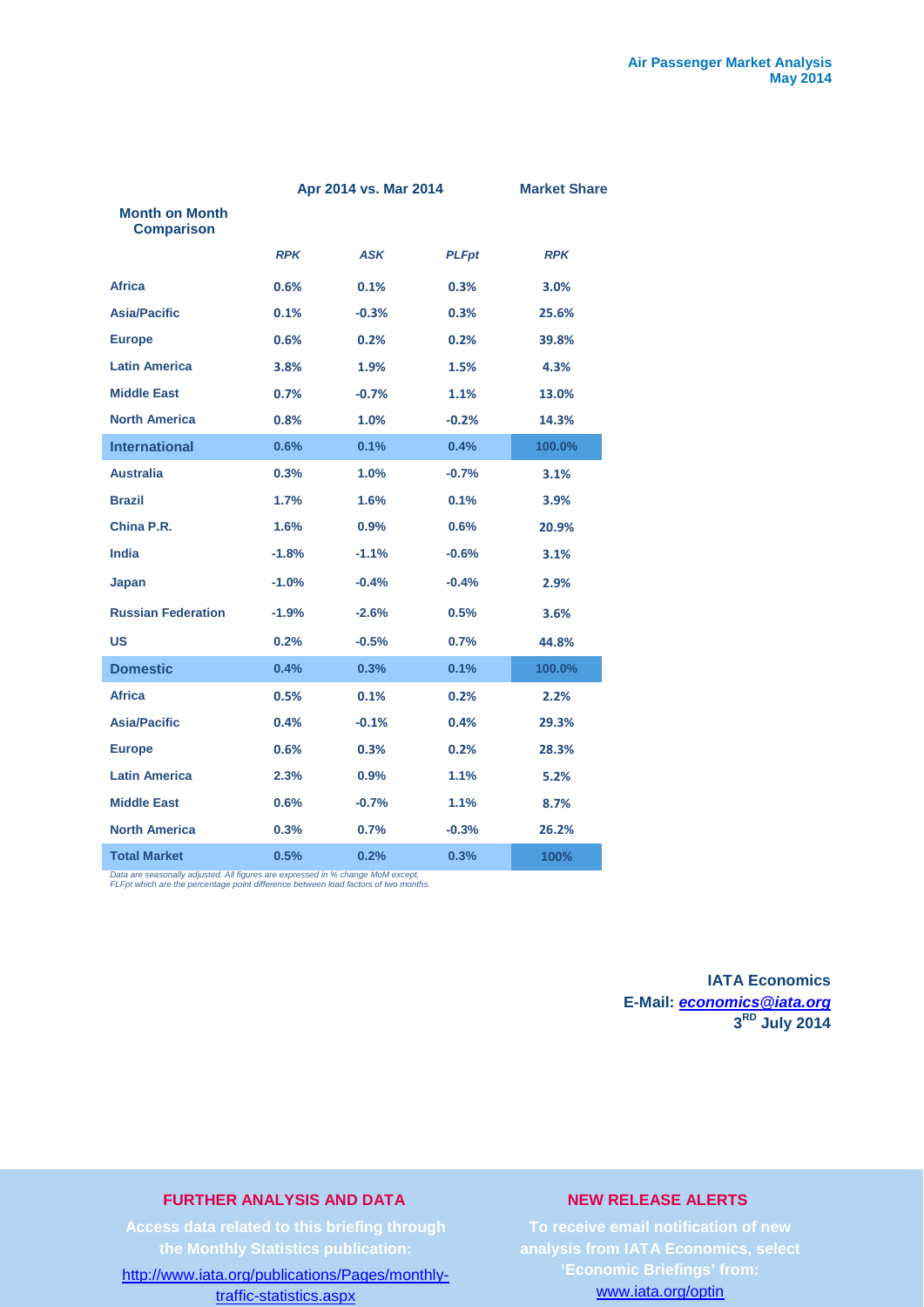| Month on Month Comparison | Apr 2014 vs. Mar 2014 | | | Market Share |
|---|---|---|---|---|
| | *RPK* | *ASK* | *PLFpt* | *RPK* |
| **Africa** | 0.6% | 0.1% | 0.3% | 3.0% |
| **Asia/Pacific** | 0.1% | -0.3% | 0.3% | 25.6% |
| **Europe** | 0.6% | 0.2% | 0.2% | 39.8% |
| **Latin America** | 3.8% | 1.9% | 1.5% | 4.3% |
| **Middle East** | 0.7% | -0.7% | 1.1% | 13.0% |
| **North America** | 0.8% | 1.0% | -0.2% | 14.3% |
| **International** | 0.6% | 0.1% | 0.4% | 100.0% |
| **Australia** | 0.3% | 1.0% | -0.7% | 3.1% |
| **Brazil** | 1.7% | 1.6% | 0.1% | 3.9% |
| **China P.R.** | 1.6% | 0.9% | 0.6% | 20.9% |
| **India** | -1.8% | -1.1% | -0.6% | 3.1% |
| **Japan** | -1.0% | -0.4% | -0.4% | 2.9% |
| **Russian Federation** | -1.9% | -2.6% | 0.5% | 3.6% |
| **US** | 0.2% | -0.5% | 0.7% | 44.8% |
| **Domestic** | 0.4% | 0.3% | 0.1% | 100.0% |
| **Africa** | 0.5% | 0.1% | 0.2% | 2.2% |
| **Asia/Pacific** | 0.4% | -0.1% | 0.4% | 29.3% |
| **Europe** | 0.6% | 0.3% | 0.2% | 28.3% |
| **Latin America** | 2.3% | 0.9% | 1.1% | 5.2% |
| **Middle East** | 0.6% | -0.7% | 1.1% | 8.7% |
| **North America** | 0.3% | 0.7% | -0.3% | 26.2% |
| **Total Market** | 0.5% | 0.2% | 0.3% | 100% |

*Data are seasonally adjusted. All figures are expressed in % change MoM except, FLFpt which are the percentage point difference between load factors of two months.*

**IATA Economics**
**E-Mail: *economics@iata.org***
**3[RD] July 2014**

**FURTHER ANALYSIS AND DATA**

Access data related to this briefing through the Monthly Statistics publication:

http://www.iata.org/publications/Pages/monthly-traffic-statistics.aspx

**NEW RELEASE ALERTS**

To receive email notification of new analysis from IATA Economics, select 'Economic Briefings' from:

www.iata.org/optin